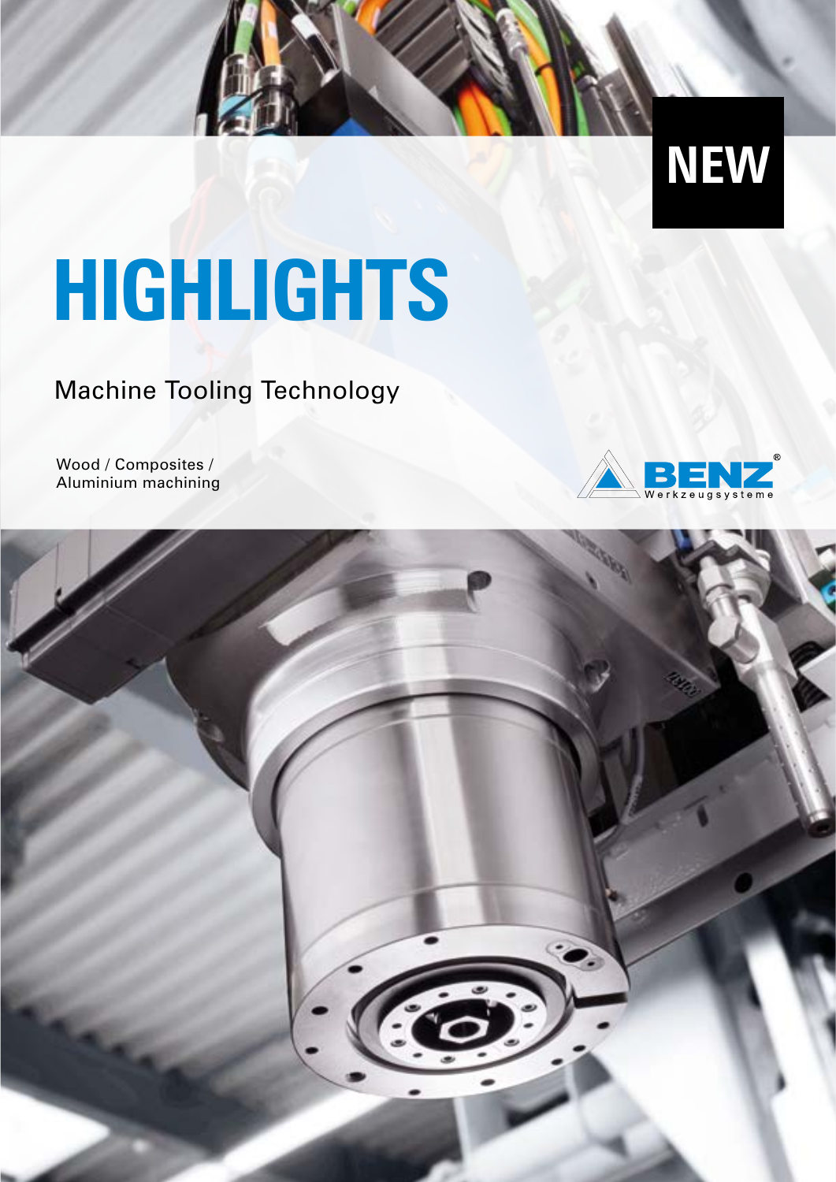NEW

# HIGHLIGHTS

## Machine Tooling Technology

Wood / Composites / Aluminium machining

BENZ® Werkzeugsysteme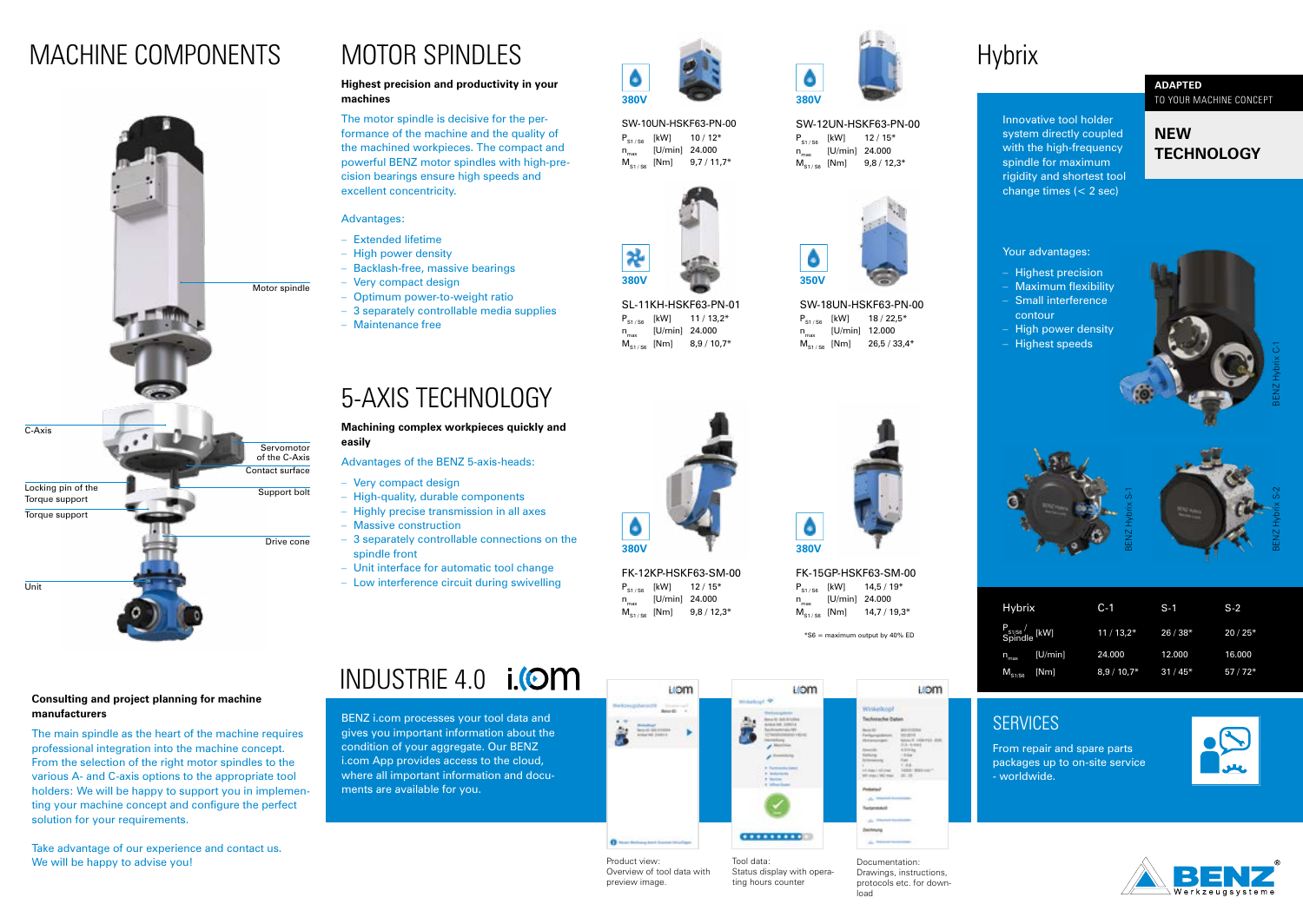# MACHINE COMPONENTS

Motor spindle

C-Axis

Servomotor of the C-Axis

Contact surface

Locking pin of the Torque support

Support bolt

Torque support

Drive cone

Unit

**Consulting and project planning for machine manufacturers**

The main spindle as the heart of the machine requires professional integration into the machine concept. From the selection of the right motor spindles to the various A- and C-axis options to the appropriate tool holders: We will be happy to support you in implementing your machine concept and configure the perfect solution for your requirements.

Take advantage of our experience and contact us. We will be happy to advise you!

# MOTOR SPINDLES

**Highest precision and productivity in your machines**

The motor spindle is decisive for the performance of the machine and the quality of the machined workpieces. The compact and powerful BENZ motor spindles with high-precision bearings ensure high speeds and excellent concentricity.

Advantages:

- Extended lifetime
- High power density
- Backlash-free, massive bearings
- Very compact design
- Optimum power-to-weight ratio
- 3 separately controllable media supplies
- Maintenance free

380V

**SW-10UN-HSKF63-PN-00**

| | | |
|---|---|---|
| $P_{S1/S6}$ | [kW] | 10 / 12* |
| $n_{max}$ | [U/min] | 24.000 |
| $M_{S1/S6}$ | [Nm] | 9,7 / 11,7* |

380V

**SW-12UN-HSKF63-PN-00**

| | | |
|---|---|---|
| $P_{S1/S6}$ | [kW] | 12 / 15* |
| $n_{max}$ | [U/min] | 24.000 |
| $M_{S1/S6}$ | [Nm] | 9,8 / 12,3* |

380V

**SL-11KH-HSKF63-PN-01**

| | | |
|---|---|---|
| $P_{S1/S6}$ | [kW] | 11 / 13,2* |
| $n_{max}$ | [U/min] | 24.000 |
| $M_{S1/S6}$ | [Nm] | 8,9 / 10,7* |

350V

**SW-18UN-HSKF63-PN-00**

| | | |
|---|---|---|
| $P_{S1/S6}$ | [kW] | 18 / 22,5* |
| $n_{max}$ | [U/min] | 12.000 |
| $M_{S1/S6}$ | [Nm] | 26,5 / 33,4* |

# 5-AXIS TECHNOLOGY

**Machining complex workpieces quickly and easily**

Advantages of the BENZ 5-axis-heads:

- Very compact design
- High-quality, durable components
- Highly precise transmission in all axes
- Massive construction
- 3 separately controllable connections on the spindle front
- Unit interface for automatic tool change
- Low interference circuit during swivelling

380V

**FK-12KP-HSKF63-SM-00**

| | | |
|---|---|---|
| $P_{S1/S6}$ | [kW] | 12 / 15* |
| $n_{max}$ | [U/min] | 24.000 |
| $M_{S1/S6}$ | [Nm] | 9,8 / 12,3* |

380V

**FK-15GP-HSKF63-SM-00**

| | | |
|---|---|---|
| $P_{S1/S6}$ | [kW] | 14,5 / 19* |
| $n_{max}$ | [U/min] | 24.000 |
| $M_{S1/S6}$ | [Nm] | 14,7 / 19,3* |

*S6 = maximum output by 40% ED

# INDUSTRIE 4.0 i.com

BENZ i.com processes your tool data and gives you important information about the condition of your aggregate. The BENZ i.com App provides access to the cloud, where all important information and documents are available for you.

Product view:
Overview of tool data with preview image.

Tool data:
Status display with operating hours counter

Documentation:
Drawings, instructions, protocols etc. for download

# Hybrix

**ADAPTED**
TO YOUR MACHINE CONCEPT

**NEW TECHNOLOGY**

Innovative tool holder system directly coupled with the high-frequency spindle for maximum rigidity and shortest tool change times (< 2 sec)

Your advantages:

- Highest precision
- Maximum flexibility
- Small interference contour
- High power density
- Highest speeds

BENZ Hybrix C-1

BENZ Hybrix S-1

BENZ Hybrix S-2

| Hybrix | | C-1 | S-1 | S-2 |
|---|---|---|---|---|
| $P_{S1/S6}$ / Spindle | [kW] | 11 / 13,2* | 26 / 38* | 20 / 25* |
| $n_{max}$ | [U/min] | 24.000 | 12.000 | 16.000 |
| $M_{S1/S6}$ | [Nm] | 8,9 / 10,7* | 31 / 45* | 57 / 72* |

# SERVICES

From repair and spare parts packages up to on-site service - worldwide.

BENZ Werkzeugsysteme